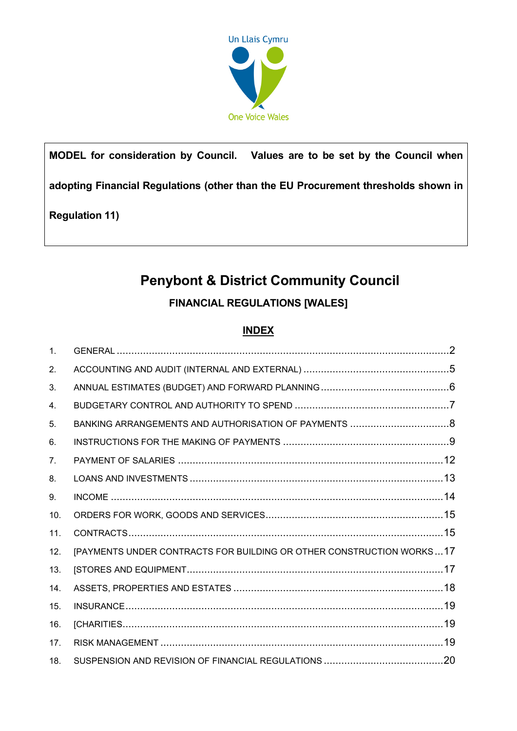Un Llais Cymru

One Voice Wales

**MODEL for consideration by Council. Values are to be set by the Council when adopting Financial Regulations (other than the EU Procurement thresholds shown in Regulation 11)**

# Penybont & District Community Council

## FINANCIAL REGULATIONS [WALES]

### INDEX

| | | |
|---|---|---|
| 1. | GENERAL | 2 |
| 2. | ACCOUNTING AND AUDIT (INTERNAL AND EXTERNAL) | 5 |
| 3. | ANNUAL ESTIMATES (BUDGET) AND FORWARD PLANNING | 6 |
| 4. | BUDGETARY CONTROL AND AUTHORITY TO SPEND | 7 |
| 5. | BANKING ARRANGEMENTS AND AUTHORISATION OF PAYMENTS | 8 |
| 6. | INSTRUCTIONS FOR THE MAKING OF PAYMENTS | 9 |
| 7. | PAYMENT OF SALARIES | 12 |
| 8. | LOANS AND INVESTMENTS | 13 |
| 9. | INCOME | 14 |
| 10. | ORDERS FOR WORK, GOODS AND SERVICES | 15 |
| 11. | CONTRACTS | 15 |
| 12. | [PAYMENTS UNDER CONTRACTS FOR BUILDING OR OTHER CONSTRUCTION WORKS | 17 |
| 13. | [STORES AND EQUIPMENT | 17 |
| 14. | ASSETS, PROPERTIES AND ESTATES | 18 |
| 15. | INSURANCE | 19 |
| 16. | [CHARITIES | 19 |
| 17. | RISK MANAGEMENT | 19 |
| 18. | SUSPENSION AND REVISION OF FINANCIAL REGULATIONS | 20 |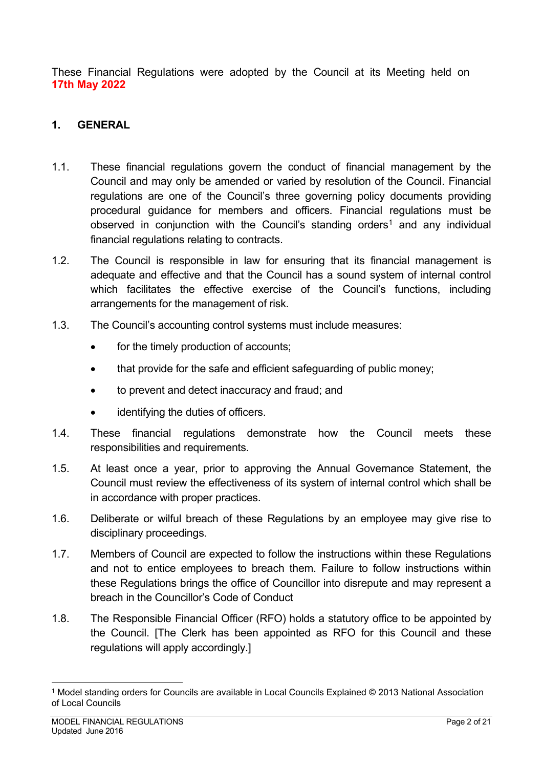These Financial Regulations were adopted by the Council at its Meeting held on **17th May 2022**

## 1. GENERAL

1.1. These financial regulations govern the conduct of financial management by the Council and may only be amended or varied by resolution of the Council. Financial regulations are one of the Council's three governing policy documents providing procedural guidance for members and officers. Financial regulations must be observed in conjunction with the Council's standing orders[1] and any individual financial regulations relating to contracts.

1.2. The Council is responsible in law for ensuring that its financial management is adequate and effective and that the Council has a sound system of internal control which facilitates the effective exercise of the Council's functions, including arrangements for the management of risk.

1.3. The Council's accounting control systems must include measures:

- for the timely production of accounts;
- that provide for the safe and efficient safeguarding of public money;
- to prevent and detect inaccuracy and fraud; and
- identifying the duties of officers.

1.4. These financial regulations demonstrate how the Council meets these responsibilities and requirements.

1.5. At least once a year, prior to approving the Annual Governance Statement, the Council must review the effectiveness of its system of internal control which shall be in accordance with proper practices.

1.6. Deliberate or wilful breach of these Regulations by an employee may give rise to disciplinary proceedings.

1.7. Members of Council are expected to follow the instructions within these Regulations and not to entice employees to breach them. Failure to follow instructions within these Regulations brings the office of Councillor into disrepute and may represent a breach in the Councillor's Code of Conduct

1.8. The Responsible Financial Officer (RFO) holds a statutory office to be appointed by the Council. [The Clerk has been appointed as RFO for this Council and these regulations will apply accordingly.]

---

[1] Model standing orders for Councils are available in Local Councils Explained © 2013 National Association of Local Councils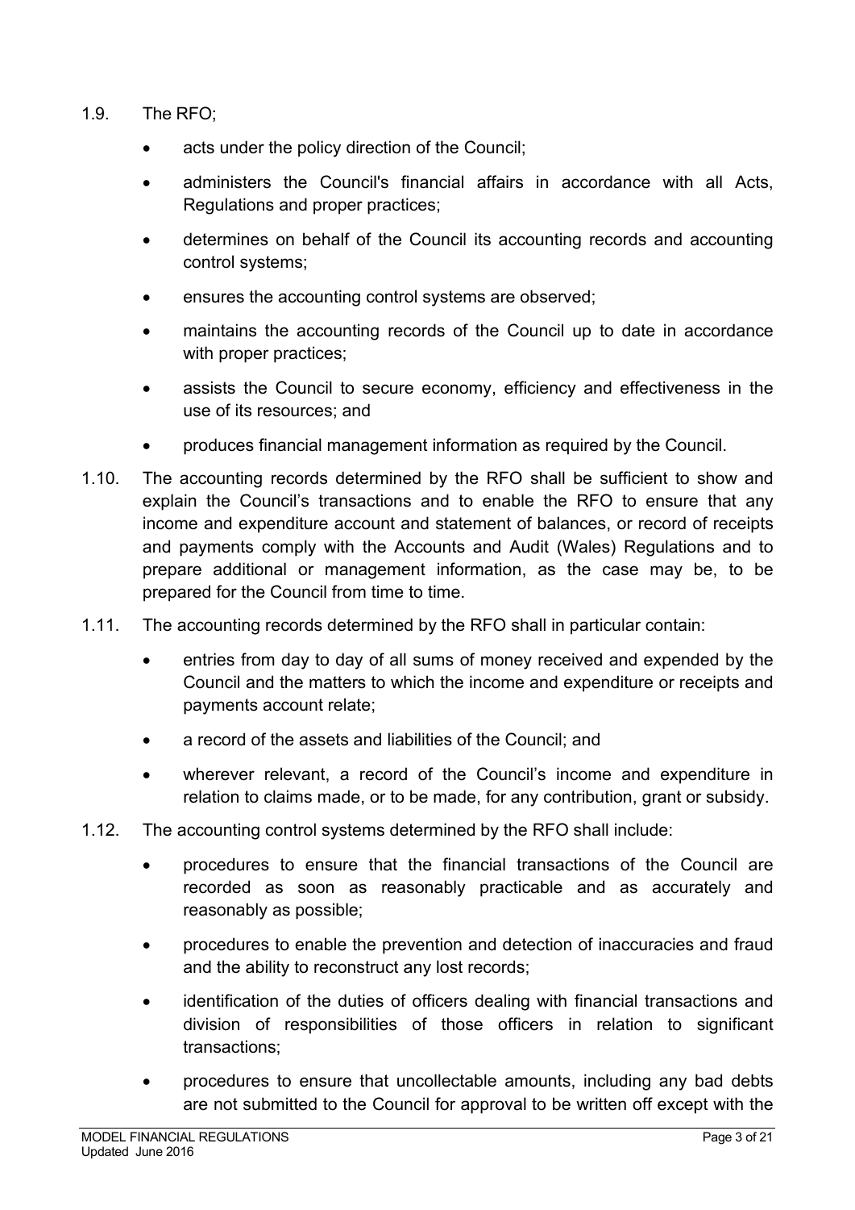1.9. The RFO;

- acts under the policy direction of the Council;
- administers the Council's financial affairs in accordance with all Acts, Regulations and proper practices;
- determines on behalf of the Council its accounting records and accounting control systems;
- ensures the accounting control systems are observed;
- maintains the accounting records of the Council up to date in accordance with proper practices;
- assists the Council to secure economy, efficiency and effectiveness in the use of its resources; and
- produces financial management information as required by the Council.

1.10. The accounting records determined by the RFO shall be sufficient to show and explain the Council's transactions and to enable the RFO to ensure that any income and expenditure account and statement of balances, or record of receipts and payments comply with the Accounts and Audit (Wales) Regulations and to prepare additional or management information, as the case may be, to be prepared for the Council from time to time.

1.11. The accounting records determined by the RFO shall in particular contain:

- entries from day to day of all sums of money received and expended by the Council and the matters to which the income and expenditure or receipts and payments account relate;
- a record of the assets and liabilities of the Council; and
- wherever relevant, a record of the Council's income and expenditure in relation to claims made, or to be made, for any contribution, grant or subsidy.

1.12. The accounting control systems determined by the RFO shall include:

- procedures to ensure that the financial transactions of the Council are recorded as soon as reasonably practicable and as accurately and reasonably as possible;
- procedures to enable the prevention and detection of inaccuracies and fraud and the ability to reconstruct any lost records;
- identification of the duties of officers dealing with financial transactions and division of responsibilities of those officers in relation to significant transactions;
- procedures to ensure that uncollectable amounts, including any bad debts are not submitted to the Council for approval to be written off except with the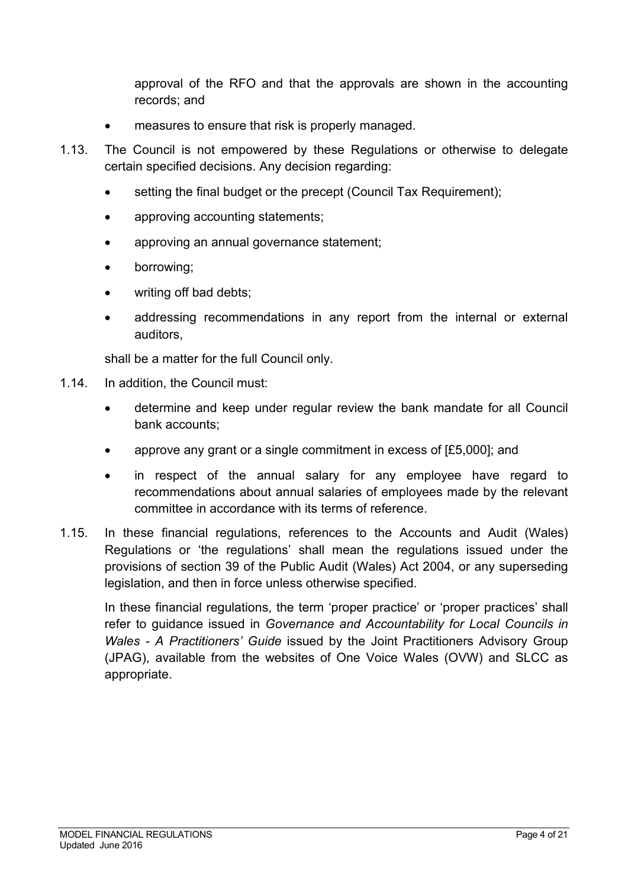approval of the RFO and that the approvals are shown in the accounting records; and

- measures to ensure that risk is properly managed.

1.13. The Council is not empowered by these Regulations or otherwise to delegate certain specified decisions. Any decision regarding:

- setting the final budget or the precept (Council Tax Requirement);
- approving accounting statements;
- approving an annual governance statement;
- borrowing;
- writing off bad debts;
- addressing recommendations in any report from the internal or external auditors,

shall be a matter for the full Council only.

1.14. In addition, the Council must:

- determine and keep under regular review the bank mandate for all Council bank accounts;
- approve any grant or a single commitment in excess of [£5,000]; and
- in respect of the annual salary for any employee have regard to recommendations about annual salaries of employees made by the relevant committee in accordance with its terms of reference.

1.15. In these financial regulations, references to the Accounts and Audit (Wales) Regulations or 'the regulations' shall mean the regulations issued under the provisions of section 39 of the Public Audit (Wales) Act 2004, or any superseding legislation, and then in force unless otherwise specified.

In these financial regulations, the term 'proper practice' or 'proper practices' shall refer to guidance issued in *Governance and Accountability for Local Councils in Wales - A Practitioners' Guide* issued by the Joint Practitioners Advisory Group (JPAG), available from the websites of One Voice Wales (OVW) and SLCC as appropriate.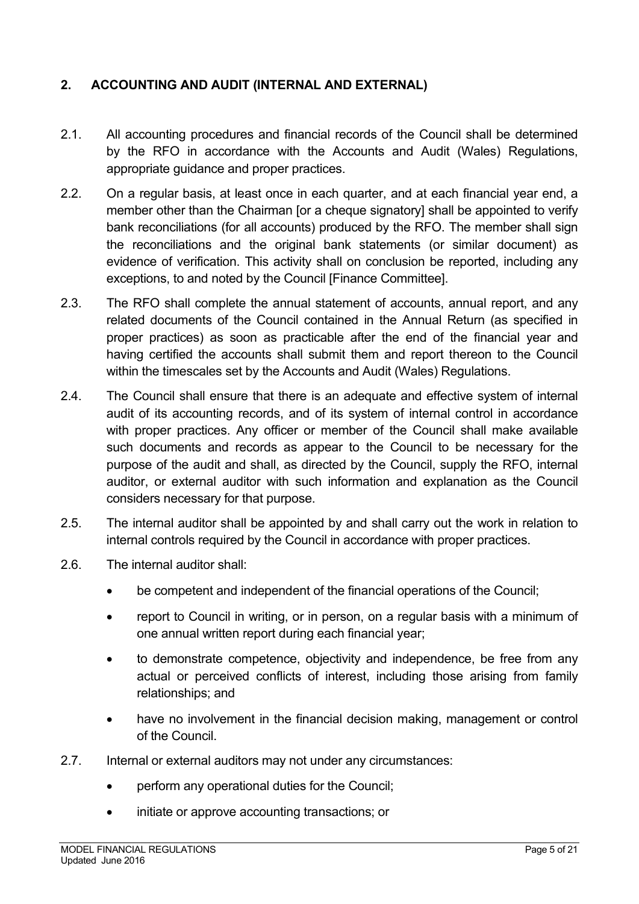## 2. ACCOUNTING AND AUDIT (INTERNAL AND EXTERNAL)

2.1. All accounting procedures and financial records of the Council shall be determined by the RFO in accordance with the Accounts and Audit (Wales) Regulations, appropriate guidance and proper practices.

2.2. On a regular basis, at least once in each quarter, and at each financial year end, a member other than the Chairman [or a cheque signatory] shall be appointed to verify bank reconciliations (for all accounts) produced by the RFO. The member shall sign the reconciliations and the original bank statements (or similar document) as evidence of verification. This activity shall on conclusion be reported, including any exceptions, to and noted by the Council [Finance Committee].

2.3. The RFO shall complete the annual statement of accounts, annual report, and any related documents of the Council contained in the Annual Return (as specified in proper practices) as soon as practicable after the end of the financial year and having certified the accounts shall submit them and report thereon to the Council within the timescales set by the Accounts and Audit (Wales) Regulations.

2.4. The Council shall ensure that there is an adequate and effective system of internal audit of its accounting records, and of its system of internal control in accordance with proper practices. Any officer or member of the Council shall make available such documents and records as appear to the Council to be necessary for the purpose of the audit and shall, as directed by the Council, supply the RFO, internal auditor, or external auditor with such information and explanation as the Council considers necessary for that purpose.

2.5. The internal auditor shall be appointed by and shall carry out the work in relation to internal controls required by the Council in accordance with proper practices.

2.6. The internal auditor shall:

- be competent and independent of the financial operations of the Council;
- report to Council in writing, or in person, on a regular basis with a minimum of one annual written report during each financial year;
- to demonstrate competence, objectivity and independence, be free from any actual or perceived conflicts of interest, including those arising from family relationships; and
- have no involvement in the financial decision making, management or control of the Council.

2.7. Internal or external auditors may not under any circumstances:

- perform any operational duties for the Council;
- initiate or approve accounting transactions; or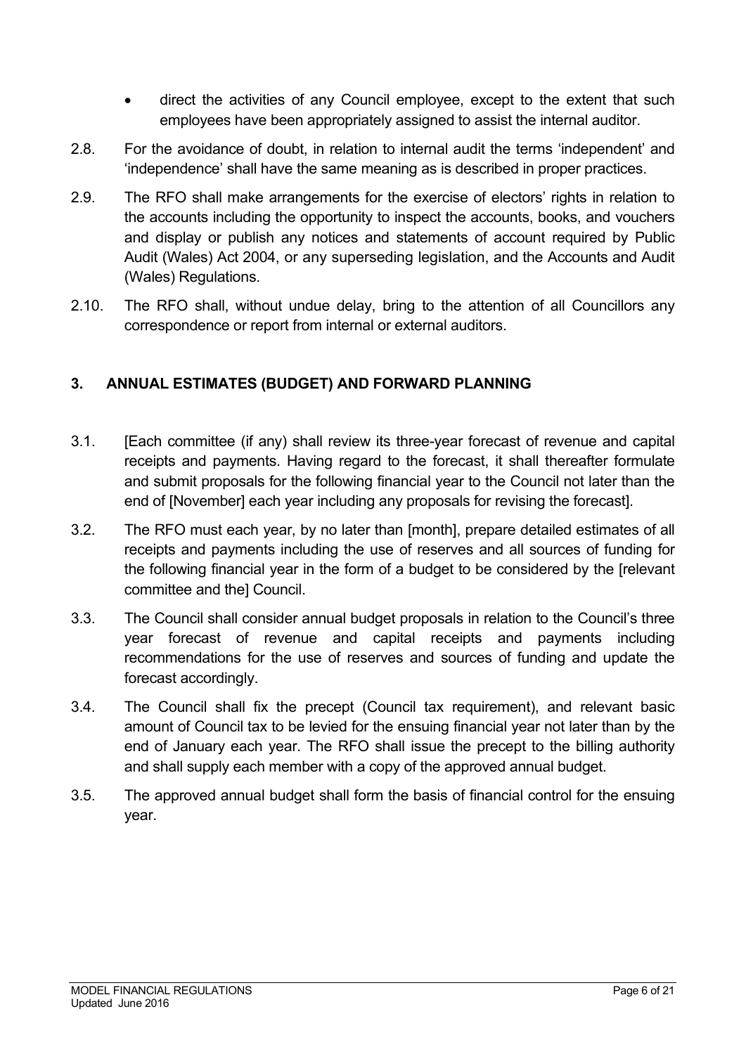- direct the activities of any Council employee, except to the extent that such employees have been appropriately assigned to assist the internal auditor.

2.8. For the avoidance of doubt, in relation to internal audit the terms 'independent' and 'independence' shall have the same meaning as is described in proper practices.

2.9. The RFO shall make arrangements for the exercise of electors' rights in relation to the accounts including the opportunity to inspect the accounts, books, and vouchers and display or publish any notices and statements of account required by Public Audit (Wales) Act 2004, or any superseding legislation, and the Accounts and Audit (Wales) Regulations.

2.10. The RFO shall, without undue delay, bring to the attention of all Councillors any correspondence or report from internal or external auditors.

## 3. ANNUAL ESTIMATES (BUDGET) AND FORWARD PLANNING

3.1. [Each committee (if any) shall review its three-year forecast of revenue and capital receipts and payments. Having regard to the forecast, it shall thereafter formulate and submit proposals for the following financial year to the Council not later than the end of [November] each year including any proposals for revising the forecast].

3.2. The RFO must each year, by no later than [month], prepare detailed estimates of all receipts and payments including the use of reserves and all sources of funding for the following financial year in the form of a budget to be considered by the [relevant committee and the] Council.

3.3. The Council shall consider annual budget proposals in relation to the Council's three year forecast of revenue and capital receipts and payments including recommendations for the use of reserves and sources of funding and update the forecast accordingly.

3.4. The Council shall fix the precept (Council tax requirement), and relevant basic amount of Council tax to be levied for the ensuing financial year not later than by the end of January each year. The RFO shall issue the precept to the billing authority and shall supply each member with a copy of the approved annual budget.

3.5. The approved annual budget shall form the basis of financial control for the ensuing year.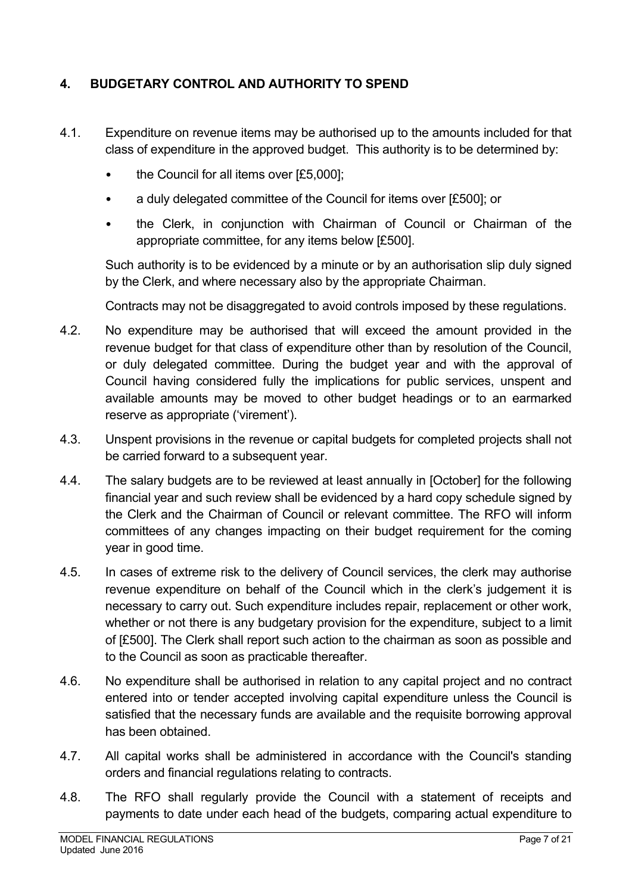## 4. BUDGETARY CONTROL AND AUTHORITY TO SPEND

4.1. Expenditure on revenue items may be authorised up to the amounts included for that class of expenditure in the approved budget. This authority is to be determined by:

- the Council for all items over [£5,000];
- a duly delegated committee of the Council for items over [£500]; or
- the Clerk, in conjunction with Chairman of Council or Chairman of the appropriate committee, for any items below [£500].

Such authority is to be evidenced by a minute or by an authorisation slip duly signed by the Clerk, and where necessary also by the appropriate Chairman.

Contracts may not be disaggregated to avoid controls imposed by these regulations.

4.2. No expenditure may be authorised that will exceed the amount provided in the revenue budget for that class of expenditure other than by resolution of the Council, or duly delegated committee. During the budget year and with the approval of Council having considered fully the implications for public services, unspent and available amounts may be moved to other budget headings or to an earmarked reserve as appropriate ('virement').

4.3. Unspent provisions in the revenue or capital budgets for completed projects shall not be carried forward to a subsequent year.

4.4. The salary budgets are to be reviewed at least annually in [October] for the following financial year and such review shall be evidenced by a hard copy schedule signed by the Clerk and the Chairman of Council or relevant committee. The RFO will inform committees of any changes impacting on their budget requirement for the coming year in good time.

4.5. In cases of extreme risk to the delivery of Council services, the clerk may authorise revenue expenditure on behalf of the Council which in the clerk's judgement it is necessary to carry out. Such expenditure includes repair, replacement or other work, whether or not there is any budgetary provision for the expenditure, subject to a limit of [£500]. The Clerk shall report such action to the chairman as soon as possible and to the Council as soon as practicable thereafter.

4.6. No expenditure shall be authorised in relation to any capital project and no contract entered into or tender accepted involving capital expenditure unless the Council is satisfied that the necessary funds are available and the requisite borrowing approval has been obtained.

4.7. All capital works shall be administered in accordance with the Council's standing orders and financial regulations relating to contracts.

4.8. The RFO shall regularly provide the Council with a statement of receipts and payments to date under each head of the budgets, comparing actual expenditure to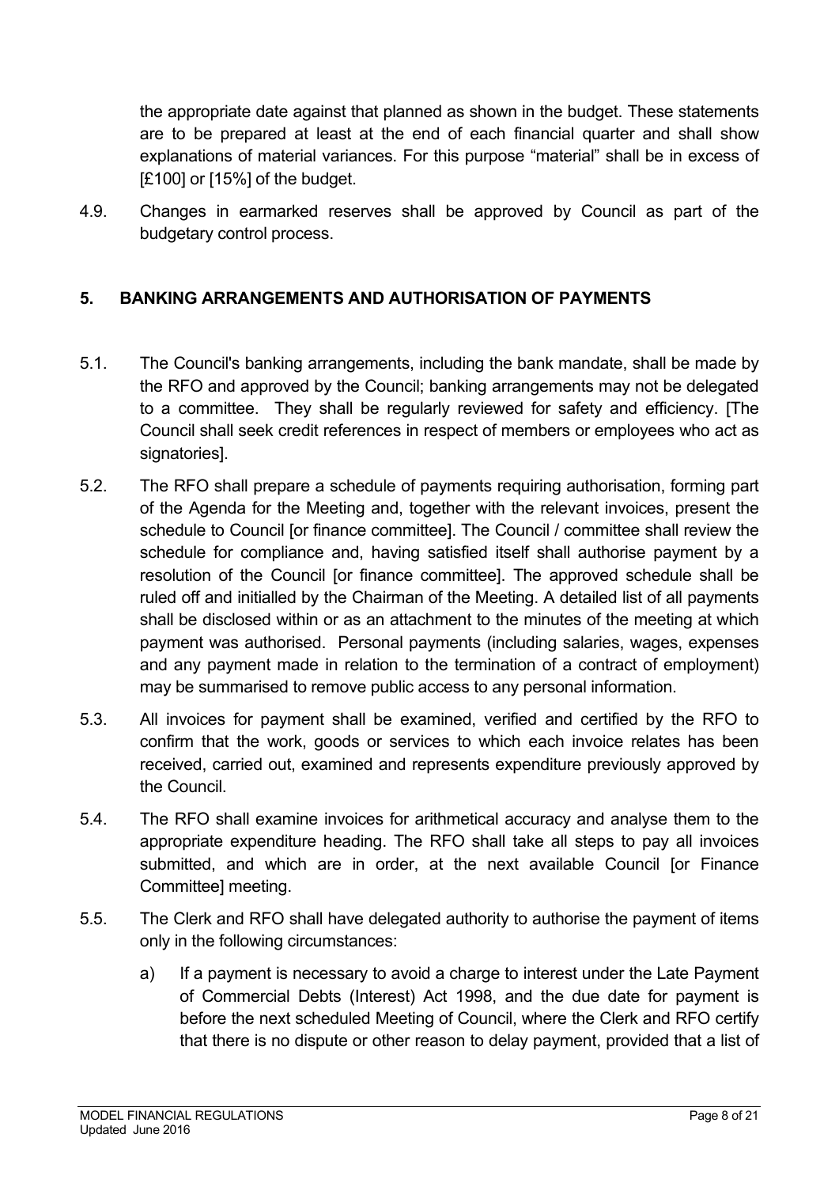the appropriate date against that planned as shown in the budget. These statements are to be prepared at least at the end of each financial quarter and shall show explanations of material variances. For this purpose "material" shall be in excess of [£100] or [15%] of the budget.

4.9. Changes in earmarked reserves shall be approved by Council as part of the budgetary control process.

## 5. BANKING ARRANGEMENTS AND AUTHORISATION OF PAYMENTS

5.1. The Council's banking arrangements, including the bank mandate, shall be made by the RFO and approved by the Council; banking arrangements may not be delegated to a committee. They shall be regularly reviewed for safety and efficiency. [The Council shall seek credit references in respect of members or employees who act as signatories].

5.2. The RFO shall prepare a schedule of payments requiring authorisation, forming part of the Agenda for the Meeting and, together with the relevant invoices, present the schedule to Council [or finance committee]. The Council / committee shall review the schedule for compliance and, having satisfied itself shall authorise payment by a resolution of the Council [or finance committee]. The approved schedule shall be ruled off and initialled by the Chairman of the Meeting. A detailed list of all payments shall be disclosed within or as an attachment to the minutes of the meeting at which payment was authorised. Personal payments (including salaries, wages, expenses and any payment made in relation to the termination of a contract of employment) may be summarised to remove public access to any personal information.

5.3. All invoices for payment shall be examined, verified and certified by the RFO to confirm that the work, goods or services to which each invoice relates has been received, carried out, examined and represents expenditure previously approved by the Council.

5.4. The RFO shall examine invoices for arithmetical accuracy and analyse them to the appropriate expenditure heading. The RFO shall take all steps to pay all invoices submitted, and which are in order, at the next available Council [or Finance Committee] meeting.

5.5. The Clerk and RFO shall have delegated authority to authorise the payment of items only in the following circumstances:

a) If a payment is necessary to avoid a charge to interest under the Late Payment of Commercial Debts (Interest) Act 1998, and the due date for payment is before the next scheduled Meeting of Council, where the Clerk and RFO certify that there is no dispute or other reason to delay payment, provided that a list of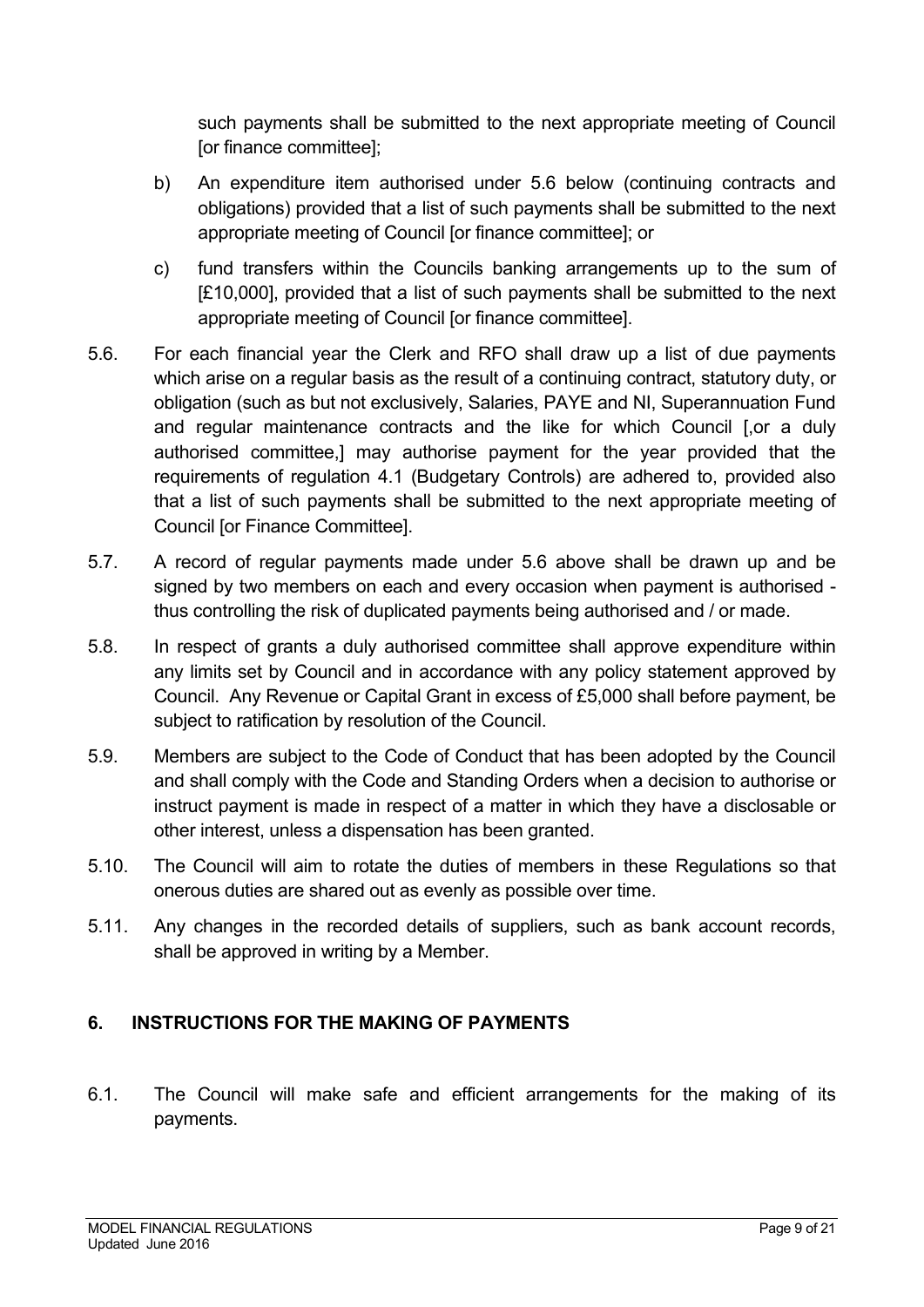such payments shall be submitted to the next appropriate meeting of Council [or finance committee];

b) An expenditure item authorised under 5.6 below (continuing contracts and obligations) provided that a list of such payments shall be submitted to the next appropriate meeting of Council [or finance committee]; or

c) fund transfers within the Councils banking arrangements up to the sum of [£10,000], provided that a list of such payments shall be submitted to the next appropriate meeting of Council [or finance committee].

5.6. For each financial year the Clerk and RFO shall draw up a list of due payments which arise on a regular basis as the result of a continuing contract, statutory duty, or obligation (such as but not exclusively, Salaries, PAYE and NI, Superannuation Fund and regular maintenance contracts and the like for which Council [,or a duly authorised committee,] may authorise payment for the year provided that the requirements of regulation 4.1 (Budgetary Controls) are adhered to, provided also that a list of such payments shall be submitted to the next appropriate meeting of Council [or Finance Committee].

5.7. A record of regular payments made under 5.6 above shall be drawn up and be signed by two members on each and every occasion when payment is authorised - thus controlling the risk of duplicated payments being authorised and / or made.

5.8. In respect of grants a duly authorised committee shall approve expenditure within any limits set by Council and in accordance with any policy statement approved by Council. Any Revenue or Capital Grant in excess of £5,000 shall before payment, be subject to ratification by resolution of the Council.

5.9. Members are subject to the Code of Conduct that has been adopted by the Council and shall comply with the Code and Standing Orders when a decision to authorise or instruct payment is made in respect of a matter in which they have a disclosable or other interest, unless a dispensation has been granted.

5.10. The Council will aim to rotate the duties of members in these Regulations so that onerous duties are shared out as evenly as possible over time.

5.11. Any changes in the recorded details of suppliers, such as bank account records, shall be approved in writing by a Member.

## 6. INSTRUCTIONS FOR THE MAKING OF PAYMENTS

6.1. The Council will make safe and efficient arrangements for the making of its payments.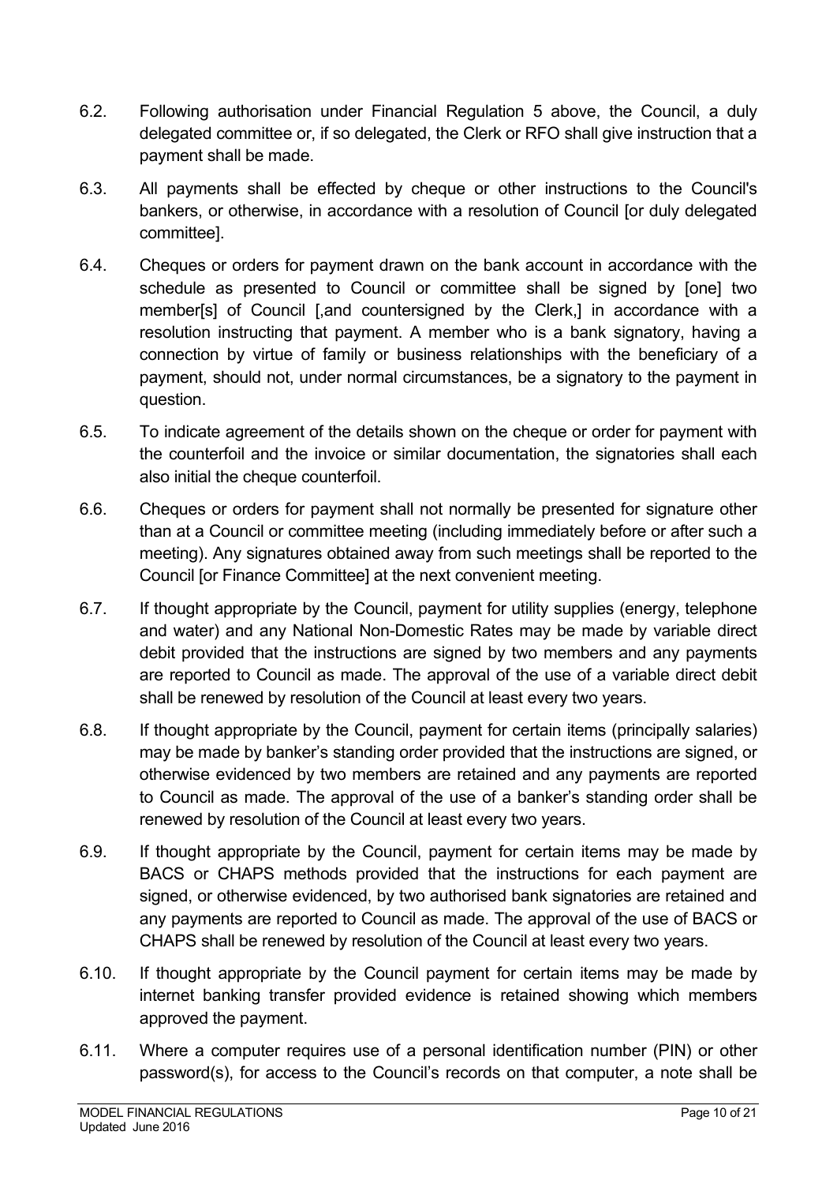6.2. Following authorisation under Financial Regulation 5 above, the Council, a duly delegated committee or, if so delegated, the Clerk or RFO shall give instruction that a payment shall be made.

6.3. All payments shall be effected by cheque or other instructions to the Council's bankers, or otherwise, in accordance with a resolution of Council [or duly delegated committee].

6.4. Cheques or orders for payment drawn on the bank account in accordance with the schedule as presented to Council or committee shall be signed by [one] two member[s] of Council [,and countersigned by the Clerk,] in accordance with a resolution instructing that payment. A member who is a bank signatory, having a connection by virtue of family or business relationships with the beneficiary of a payment, should not, under normal circumstances, be a signatory to the payment in question.

6.5. To indicate agreement of the details shown on the cheque or order for payment with the counterfoil and the invoice or similar documentation, the signatories shall each also initial the cheque counterfoil.

6.6. Cheques or orders for payment shall not normally be presented for signature other than at a Council or committee meeting (including immediately before or after such a meeting). Any signatures obtained away from such meetings shall be reported to the Council [or Finance Committee] at the next convenient meeting.

6.7. If thought appropriate by the Council, payment for utility supplies (energy, telephone and water) and any National Non-Domestic Rates may be made by variable direct debit provided that the instructions are signed by two members and any payments are reported to Council as made. The approval of the use of a variable direct debit shall be renewed by resolution of the Council at least every two years.

6.8. If thought appropriate by the Council, payment for certain items (principally salaries) may be made by banker's standing order provided that the instructions are signed, or otherwise evidenced by two members are retained and any payments are reported to Council as made. The approval of the use of a banker's standing order shall be renewed by resolution of the Council at least every two years.

6.9. If thought appropriate by the Council, payment for certain items may be made by BACS or CHAPS methods provided that the instructions for each payment are signed, or otherwise evidenced, by two authorised bank signatories are retained and any payments are reported to Council as made. The approval of the use of BACS or CHAPS shall be renewed by resolution of the Council at least every two years.

6.10. If thought appropriate by the Council payment for certain items may be made by internet banking transfer provided evidence is retained showing which members approved the payment.

6.11. Where a computer requires use of a personal identification number (PIN) or other password(s), for access to the Council's records on that computer, a note shall be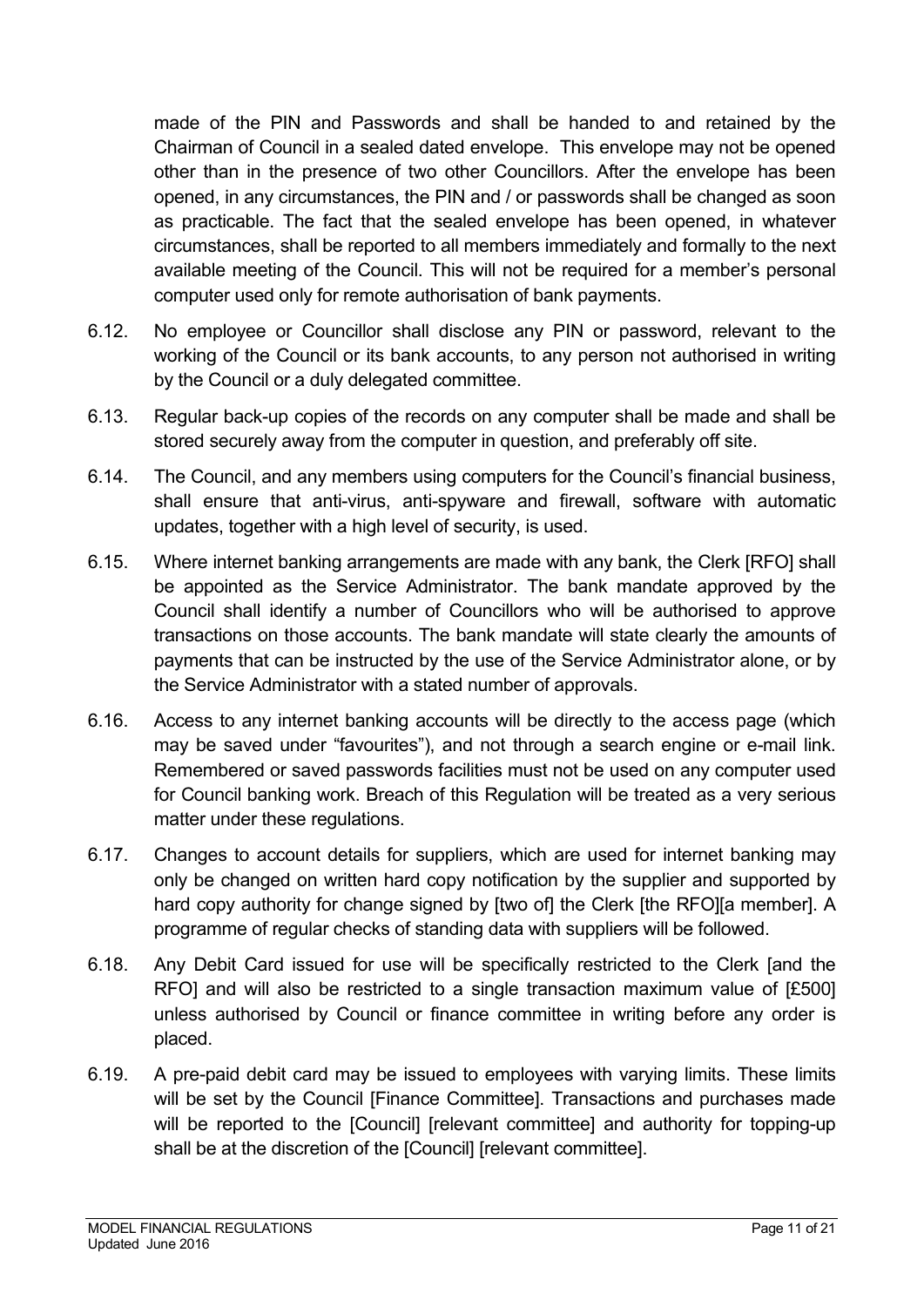made of the PIN and Passwords and shall be handed to and retained by the Chairman of Council in a sealed dated envelope. This envelope may not be opened other than in the presence of two other Councillors. After the envelope has been opened, in any circumstances, the PIN and / or passwords shall be changed as soon as practicable. The fact that the sealed envelope has been opened, in whatever circumstances, shall be reported to all members immediately and formally to the next available meeting of the Council. This will not be required for a member's personal computer used only for remote authorisation of bank payments.

6.12. No employee or Councillor shall disclose any PIN or password, relevant to the working of the Council or its bank accounts, to any person not authorised in writing by the Council or a duly delegated committee.

6.13. Regular back-up copies of the records on any computer shall be made and shall be stored securely away from the computer in question, and preferably off site.

6.14. The Council, and any members using computers for the Council's financial business, shall ensure that anti-virus, anti-spyware and firewall, software with automatic updates, together with a high level of security, is used.

6.15. Where internet banking arrangements are made with any bank, the Clerk [RFO] shall be appointed as the Service Administrator. The bank mandate approved by the Council shall identify a number of Councillors who will be authorised to approve transactions on those accounts. The bank mandate will state clearly the amounts of payments that can be instructed by the use of the Service Administrator alone, or by the Service Administrator with a stated number of approvals.

6.16. Access to any internet banking accounts will be directly to the access page (which may be saved under "favourites"), and not through a search engine or e-mail link. Remembered or saved passwords facilities must not be used on any computer used for Council banking work. Breach of this Regulation will be treated as a very serious matter under these regulations.

6.17. Changes to account details for suppliers, which are used for internet banking may only be changed on written hard copy notification by the supplier and supported by hard copy authority for change signed by [two of] the Clerk [the RFO][a member]. A programme of regular checks of standing data with suppliers will be followed.

6.18. Any Debit Card issued for use will be specifically restricted to the Clerk [and the RFO] and will also be restricted to a single transaction maximum value of [£500] unless authorised by Council or finance committee in writing before any order is placed.

6.19. A pre-paid debit card may be issued to employees with varying limits. These limits will be set by the Council [Finance Committee]. Transactions and purchases made will be reported to the [Council] [relevant committee] and authority for topping-up shall be at the discretion of the [Council] [relevant committee].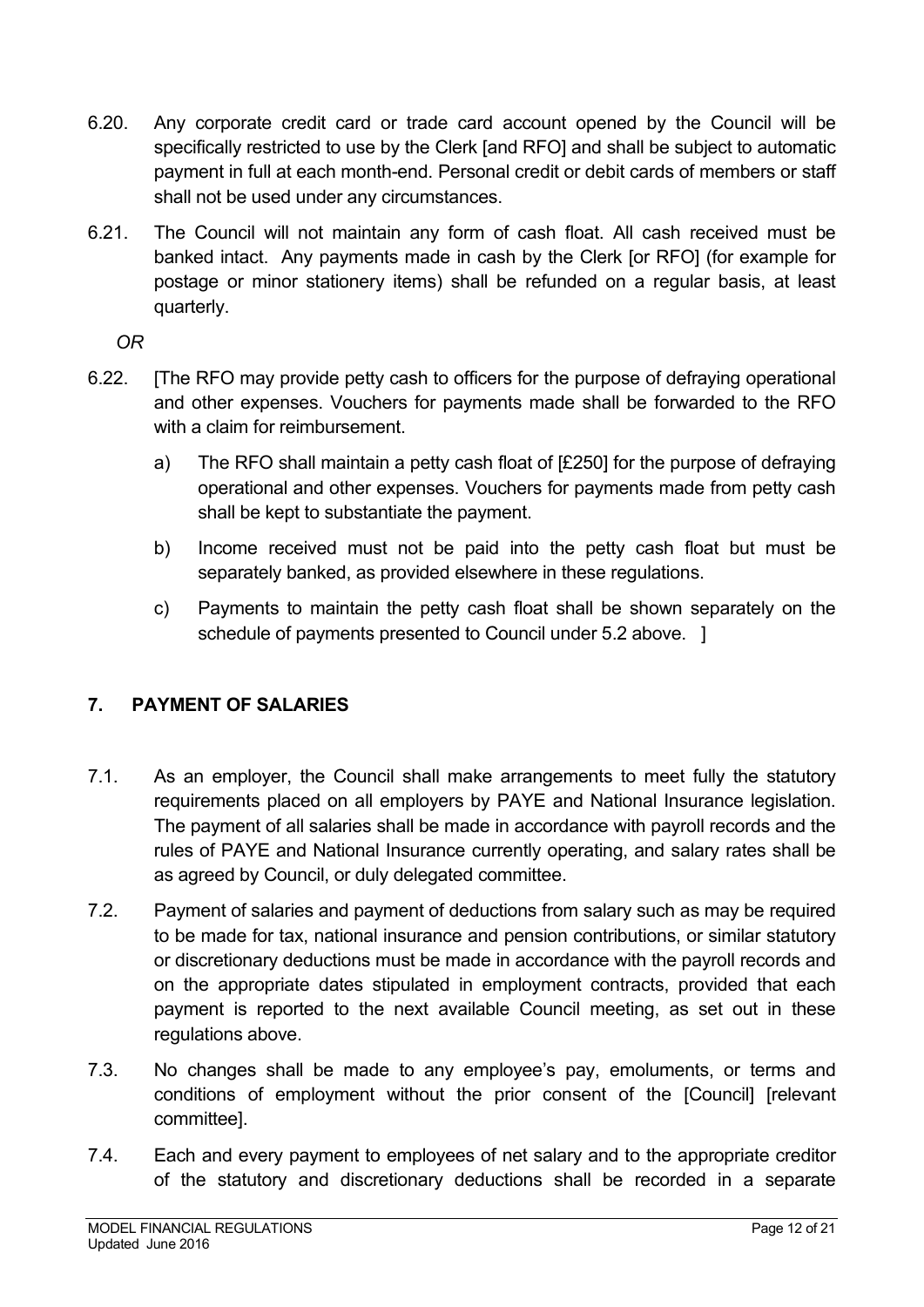6.20. Any corporate credit card or trade card account opened by the Council will be specifically restricted to use by the Clerk [and RFO] and shall be subject to automatic payment in full at each month-end. Personal credit or debit cards of members or staff shall not be used under any circumstances.

6.21. The Council will not maintain any form of cash float. All cash received must be banked intact. Any payments made in cash by the Clerk [or RFO] (for example for postage or minor stationery items) shall be refunded on a regular basis, at least quarterly.

*OR*

6.22. [The RFO may provide petty cash to officers for the purpose of defraying operational and other expenses. Vouchers for payments made shall be forwarded to the RFO with a claim for reimbursement.

a) The RFO shall maintain a petty cash float of [£250] for the purpose of defraying operational and other expenses. Vouchers for payments made from petty cash shall be kept to substantiate the payment.

b) Income received must not be paid into the petty cash float but must be separately banked, as provided elsewhere in these regulations.

c) Payments to maintain the petty cash float shall be shown separately on the schedule of payments presented to Council under 5.2 above. ]

## 7. PAYMENT OF SALARIES

7.1. As an employer, the Council shall make arrangements to meet fully the statutory requirements placed on all employers by PAYE and National Insurance legislation. The payment of all salaries shall be made in accordance with payroll records and the rules of PAYE and National Insurance currently operating, and salary rates shall be as agreed by Council, or duly delegated committee.

7.2. Payment of salaries and payment of deductions from salary such as may be required to be made for tax, national insurance and pension contributions, or similar statutory or discretionary deductions must be made in accordance with the payroll records and on the appropriate dates stipulated in employment contracts, provided that each payment is reported to the next available Council meeting, as set out in these regulations above.

7.3. No changes shall be made to any employee's pay, emoluments, or terms and conditions of employment without the prior consent of the [Council] [relevant committee].

7.4. Each and every payment to employees of net salary and to the appropriate creditor of the statutory and discretionary deductions shall be recorded in a separate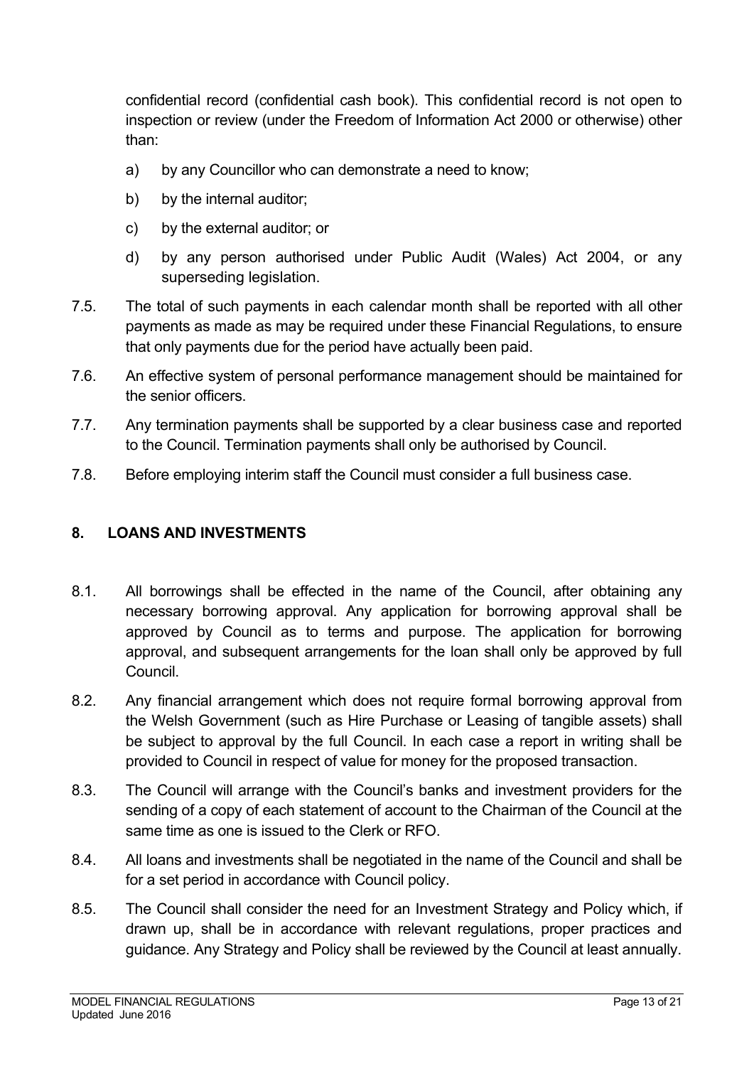confidential record (confidential cash book). This confidential record is not open to inspection or review (under the Freedom of Information Act 2000 or otherwise) other than:

a) by any Councillor who can demonstrate a need to know;

b) by the internal auditor;

c) by the external auditor; or

d) by any person authorised under Public Audit (Wales) Act 2004, or any superseding legislation.

7.5. The total of such payments in each calendar month shall be reported with all other payments as made as may be required under these Financial Regulations, to ensure that only payments due for the period have actually been paid.

7.6. An effective system of personal performance management should be maintained for the senior officers.

7.7. Any termination payments shall be supported by a clear business case and reported to the Council. Termination payments shall only be authorised by Council.

7.8. Before employing interim staff the Council must consider a full business case.

## 8. LOANS AND INVESTMENTS

8.1. All borrowings shall be effected in the name of the Council, after obtaining any necessary borrowing approval. Any application for borrowing approval shall be approved by Council as to terms and purpose. The application for borrowing approval, and subsequent arrangements for the loan shall only be approved by full Council.

8.2. Any financial arrangement which does not require formal borrowing approval from the Welsh Government (such as Hire Purchase or Leasing of tangible assets) shall be subject to approval by the full Council. In each case a report in writing shall be provided to Council in respect of value for money for the proposed transaction.

8.3. The Council will arrange with the Council's banks and investment providers for the sending of a copy of each statement of account to the Chairman of the Council at the same time as one is issued to the Clerk or RFO.

8.4. All loans and investments shall be negotiated in the name of the Council and shall be for a set period in accordance with Council policy.

8.5. The Council shall consider the need for an Investment Strategy and Policy which, if drawn up, shall be in accordance with relevant regulations, proper practices and guidance. Any Strategy and Policy shall be reviewed by the Council at least annually.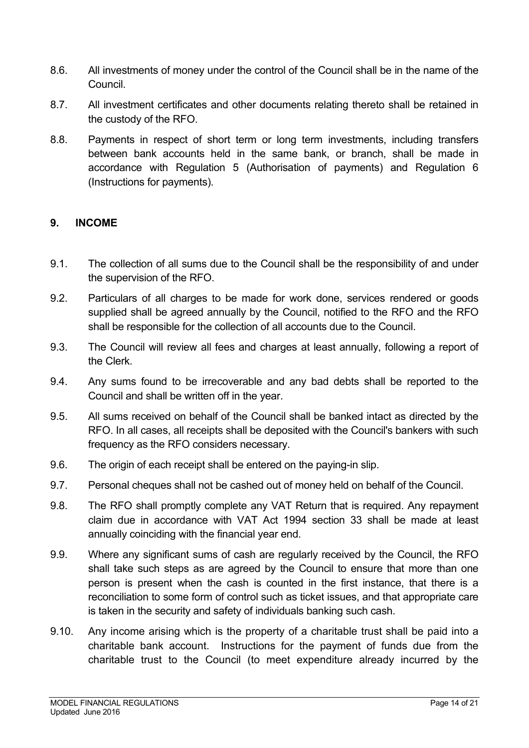8.6. All investments of money under the control of the Council shall be in the name of the Council.

8.7. All investment certificates and other documents relating thereto shall be retained in the custody of the RFO.

8.8. Payments in respect of short term or long term investments, including transfers between bank accounts held in the same bank, or branch, shall be made in accordance with Regulation 5 (Authorisation of payments) and Regulation 6 (Instructions for payments).

## 9. INCOME

9.1. The collection of all sums due to the Council shall be the responsibility of and under the supervision of the RFO.

9.2. Particulars of all charges to be made for work done, services rendered or goods supplied shall be agreed annually by the Council, notified to the RFO and the RFO shall be responsible for the collection of all accounts due to the Council.

9.3. The Council will review all fees and charges at least annually, following a report of the Clerk.

9.4. Any sums found to be irrecoverable and any bad debts shall be reported to the Council and shall be written off in the year.

9.5. All sums received on behalf of the Council shall be banked intact as directed by the RFO. In all cases, all receipts shall be deposited with the Council's bankers with such frequency as the RFO considers necessary.

9.6. The origin of each receipt shall be entered on the paying-in slip.

9.7. Personal cheques shall not be cashed out of money held on behalf of the Council.

9.8. The RFO shall promptly complete any VAT Return that is required. Any repayment claim due in accordance with VAT Act 1994 section 33 shall be made at least annually coinciding with the financial year end.

9.9. Where any significant sums of cash are regularly received by the Council, the RFO shall take such steps as are agreed by the Council to ensure that more than one person is present when the cash is counted in the first instance, that there is a reconciliation to some form of control such as ticket issues, and that appropriate care is taken in the security and safety of individuals banking such cash.

9.10. Any income arising which is the property of a charitable trust shall be paid into a charitable bank account. Instructions for the payment of funds due from the charitable trust to the Council (to meet expenditure already incurred by the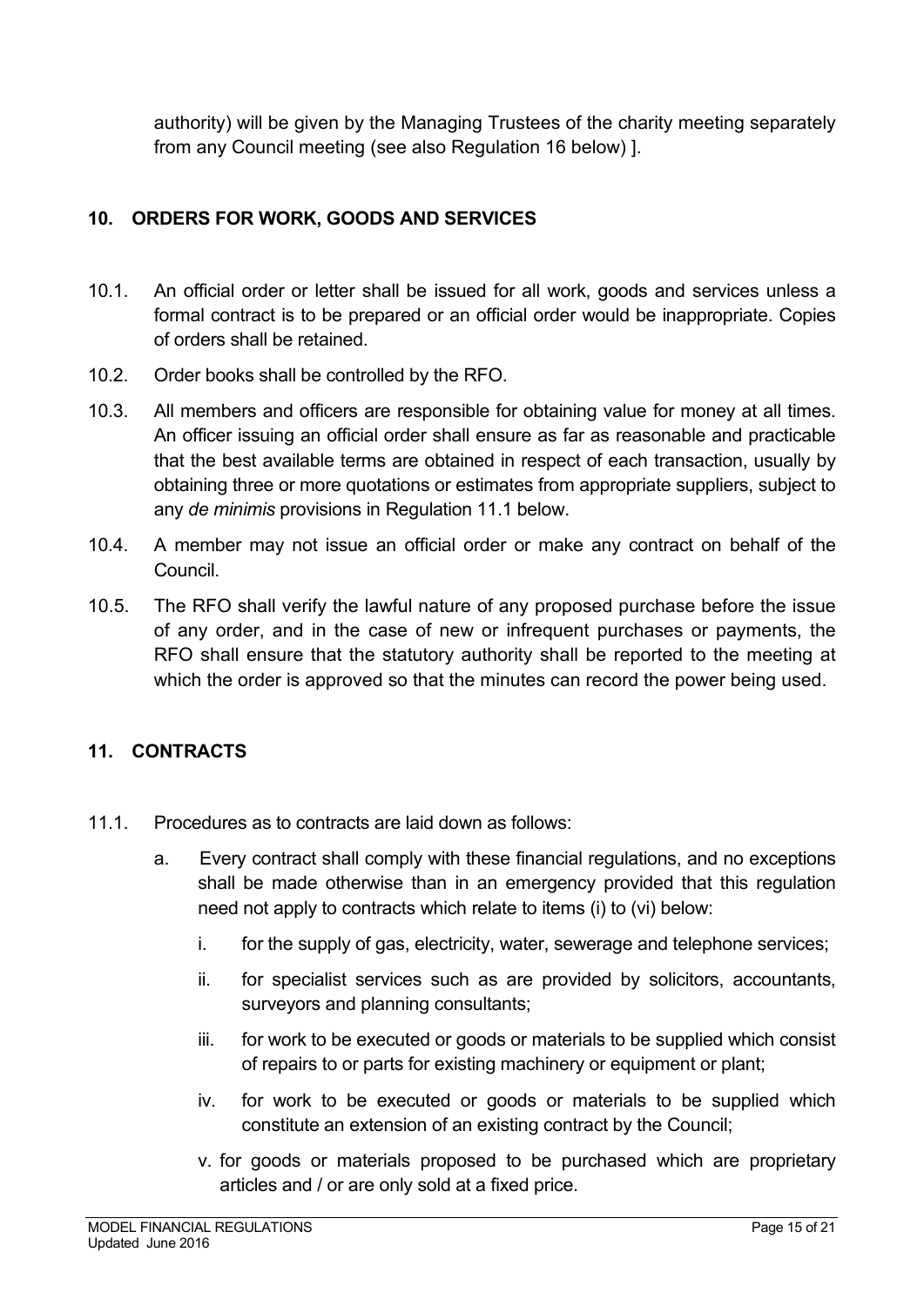authority) will be given by the Managing Trustees of the charity meeting separately from any Council meeting (see also Regulation 16 below) ].

## 10. ORDERS FOR WORK, GOODS AND SERVICES

10.1. An official order or letter shall be issued for all work, goods and services unless a formal contract is to be prepared or an official order would be inappropriate. Copies of orders shall be retained.

10.2. Order books shall be controlled by the RFO.

10.3. All members and officers are responsible for obtaining value for money at all times. An officer issuing an official order shall ensure as far as reasonable and practicable that the best available terms are obtained in respect of each transaction, usually by obtaining three or more quotations or estimates from appropriate suppliers, subject to any *de minimis* provisions in Regulation 11.1 below.

10.4. A member may not issue an official order or make any contract on behalf of the Council.

10.5. The RFO shall verify the lawful nature of any proposed purchase before the issue of any order, and in the case of new or infrequent purchases or payments, the RFO shall ensure that the statutory authority shall be reported to the meeting at which the order is approved so that the minutes can record the power being used.

## 11. CONTRACTS

11.1. Procedures as to contracts are laid down as follows:

a. Every contract shall comply with these financial regulations, and no exceptions shall be made otherwise than in an emergency provided that this regulation need not apply to contracts which relate to items (i) to (vi) below:

   i. for the supply of gas, electricity, water, sewerage and telephone services;

   ii. for specialist services such as are provided by solicitors, accountants, surveyors and planning consultants;

   iii. for work to be executed or goods or materials to be supplied which consist of repairs to or parts for existing machinery or equipment or plant;

   iv. for work to be executed or goods or materials to be supplied which constitute an extension of an existing contract by the Council;

   v. for goods or materials proposed to be purchased which are proprietary articles and / or are only sold at a fixed price.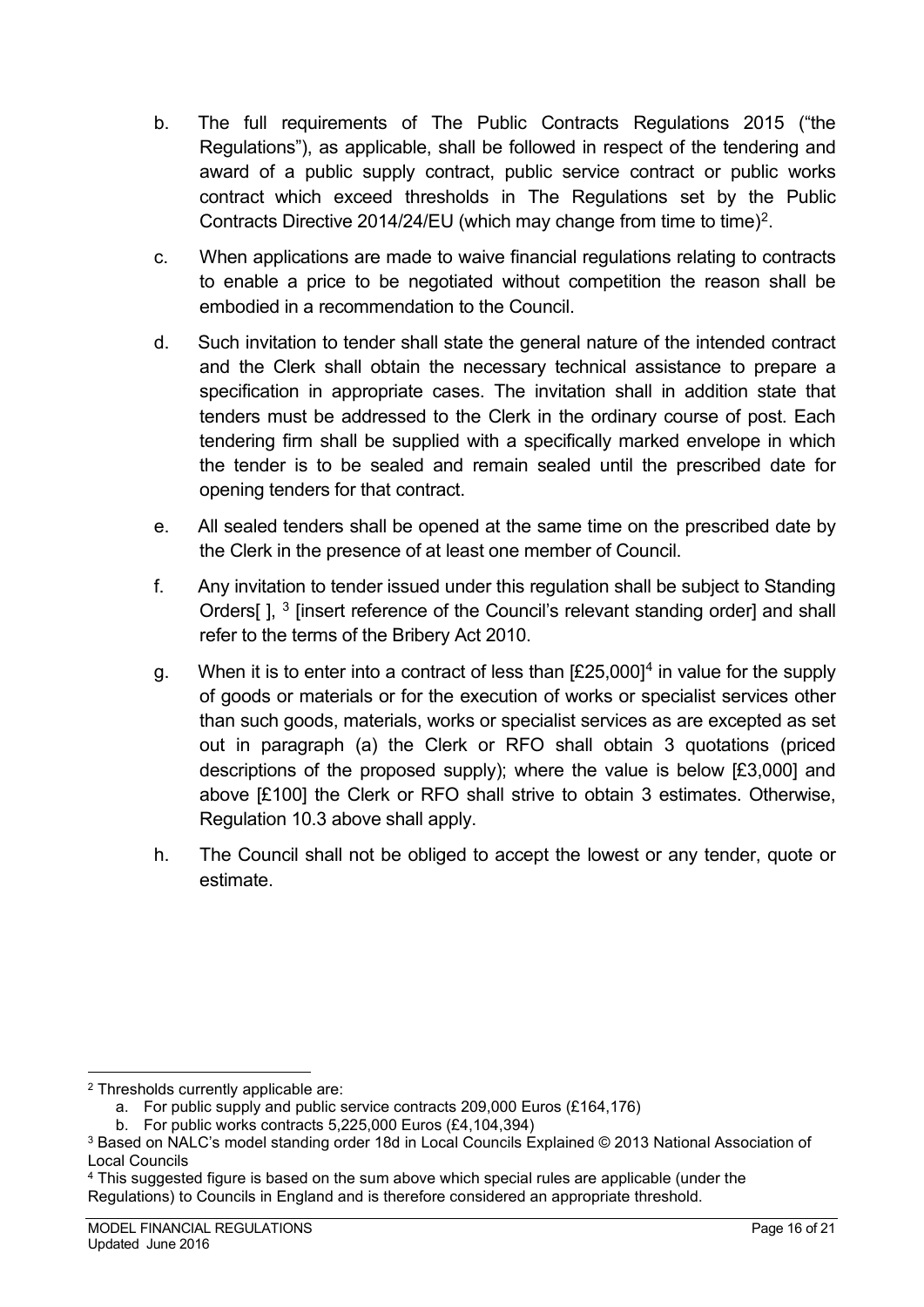b. The full requirements of The Public Contracts Regulations 2015 ("the Regulations"), as applicable, shall be followed in respect of the tendering and award of a public supply contract, public service contract or public works contract which exceed thresholds in The Regulations set by the Public Contracts Directive 2014/24/EU (which may change from time to time)[2].

c. When applications are made to waive financial regulations relating to contracts to enable a price to be negotiated without competition the reason shall be embodied in a recommendation to the Council.

d. Such invitation to tender shall state the general nature of the intended contract and the Clerk shall obtain the necessary technical assistance to prepare a specification in appropriate cases. The invitation shall in addition state that tenders must be addressed to the Clerk in the ordinary course of post. Each tendering firm shall be supplied with a specifically marked envelope in which the tender is to be sealed and remain sealed until the prescribed date for opening tenders for that contract.

e. All sealed tenders shall be opened at the same time on the prescribed date by the Clerk in the presence of at least one member of Council.

f. Any invitation to tender issued under this regulation shall be subject to Standing Orders[ ], [3] [insert reference of the Council's relevant standing order] and shall refer to the terms of the Bribery Act 2010.

g. When it is to enter into a contract of less than [£25,000][4] in value for the supply of goods or materials or for the execution of works or specialist services other than such goods, materials, works or specialist services as are excepted as set out in paragraph (a) the Clerk or RFO shall obtain 3 quotations (priced descriptions of the proposed supply); where the value is below [£3,000] and above [£100] the Clerk or RFO shall strive to obtain 3 estimates. Otherwise, Regulation 10.3 above shall apply.

h. The Council shall not be obliged to accept the lowest or any tender, quote or estimate.

---

[2] Thresholds currently applicable are:

a. For public supply and public service contracts 209,000 Euros (£164,176)

b. For public works contracts 5,225,000 Euros (£4,104,394)

[3] Based on NALC's model standing order 18d in Local Councils Explained © 2013 National Association of Local Councils

[4] This suggested figure is based on the sum above which special rules are applicable (under the Regulations) to Councils in England and is therefore considered an appropriate threshold.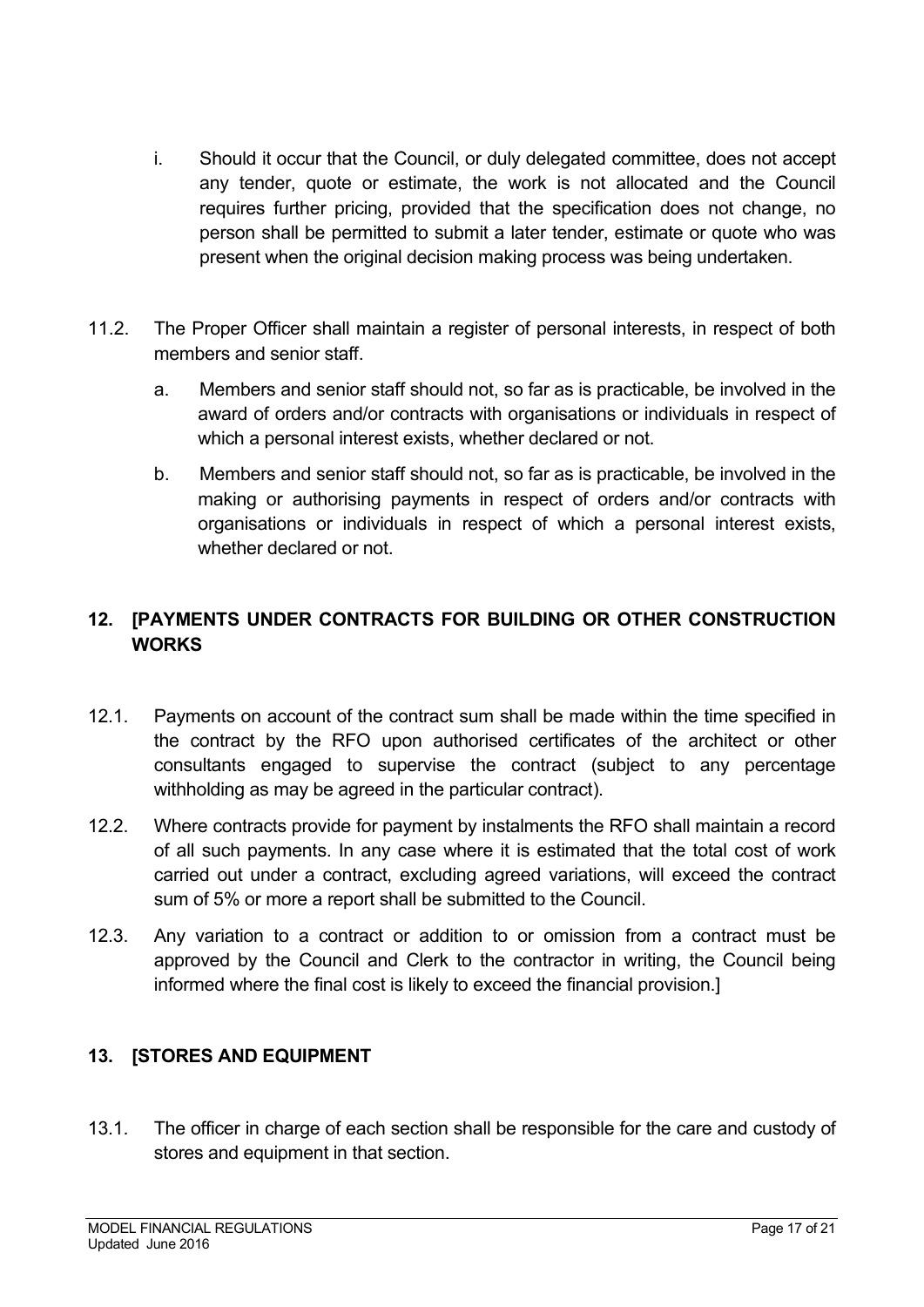i. Should it occur that the Council, or duly delegated committee, does not accept any tender, quote or estimate, the work is not allocated and the Council requires further pricing, provided that the specification does not change, no person shall be permitted to submit a later tender, estimate or quote who was present when the original decision making process was being undertaken.

11.2. The Proper Officer shall maintain a register of personal interests, in respect of both members and senior staff.

a. Members and senior staff should not, so far as is practicable, be involved in the award of orders and/or contracts with organisations or individuals in respect of which a personal interest exists, whether declared or not.

b. Members and senior staff should not, so far as is practicable, be involved in the making or authorising payments in respect of orders and/or contracts with organisations or individuals in respect of which a personal interest exists, whether declared or not.

## 12. [PAYMENTS UNDER CONTRACTS FOR BUILDING OR OTHER CONSTRUCTION WORKS

12.1. Payments on account of the contract sum shall be made within the time specified in the contract by the RFO upon authorised certificates of the architect or other consultants engaged to supervise the contract (subject to any percentage withholding as may be agreed in the particular contract).

12.2. Where contracts provide for payment by instalments the RFO shall maintain a record of all such payments. In any case where it is estimated that the total cost of work carried out under a contract, excluding agreed variations, will exceed the contract sum of 5% or more a report shall be submitted to the Council.

12.3. Any variation to a contract or addition to or omission from a contract must be approved by the Council and Clerk to the contractor in writing, the Council being informed where the final cost is likely to exceed the financial provision.]

## 13. [STORES AND EQUIPMENT

13.1. The officer in charge of each section shall be responsible for the care and custody of stores and equipment in that section.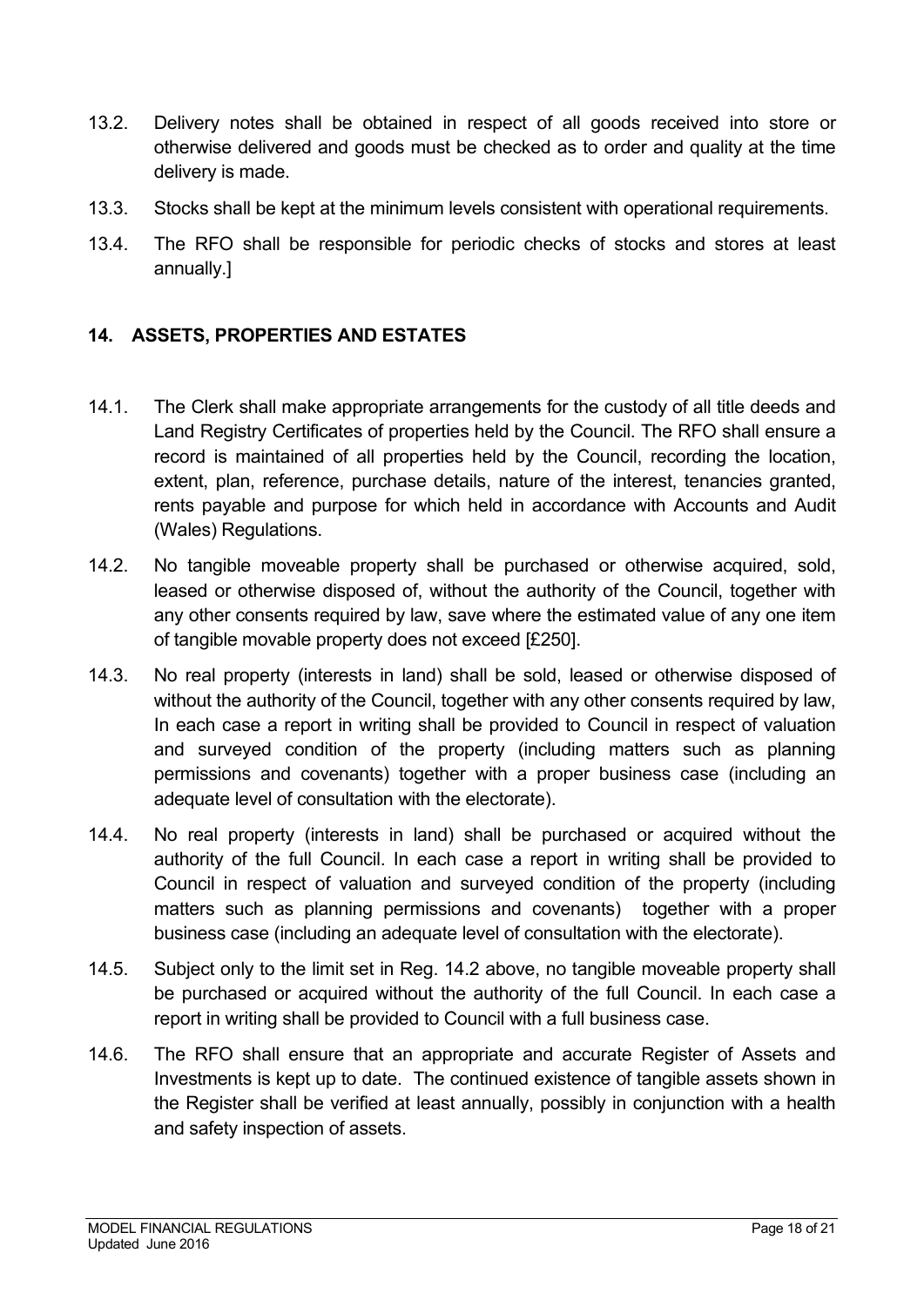13.2. Delivery notes shall be obtained in respect of all goods received into store or otherwise delivered and goods must be checked as to order and quality at the time delivery is made.

13.3. Stocks shall be kept at the minimum levels consistent with operational requirements.

13.4. The RFO shall be responsible for periodic checks of stocks and stores at least annually.]

## 14. ASSETS, PROPERTIES AND ESTATES

14.1. The Clerk shall make appropriate arrangements for the custody of all title deeds and Land Registry Certificates of properties held by the Council. The RFO shall ensure a record is maintained of all properties held by the Council, recording the location, extent, plan, reference, purchase details, nature of the interest, tenancies granted, rents payable and purpose for which held in accordance with Accounts and Audit (Wales) Regulations.

14.2. No tangible moveable property shall be purchased or otherwise acquired, sold, leased or otherwise disposed of, without the authority of the Council, together with any other consents required by law, save where the estimated value of any one item of tangible movable property does not exceed [£250].

14.3. No real property (interests in land) shall be sold, leased or otherwise disposed of without the authority of the Council, together with any other consents required by law, In each case a report in writing shall be provided to Council in respect of valuation and surveyed condition of the property (including matters such as planning permissions and covenants) together with a proper business case (including an adequate level of consultation with the electorate).

14.4. No real property (interests in land) shall be purchased or acquired without the authority of the full Council. In each case a report in writing shall be provided to Council in respect of valuation and surveyed condition of the property (including matters such as planning permissions and covenants) together with a proper business case (including an adequate level of consultation with the electorate).

14.5. Subject only to the limit set in Reg. 14.2 above, no tangible moveable property shall be purchased or acquired without the authority of the full Council. In each case a report in writing shall be provided to Council with a full business case.

14.6. The RFO shall ensure that an appropriate and accurate Register of Assets and Investments is kept up to date. The continued existence of tangible assets shown in the Register shall be verified at least annually, possibly in conjunction with a health and safety inspection of assets.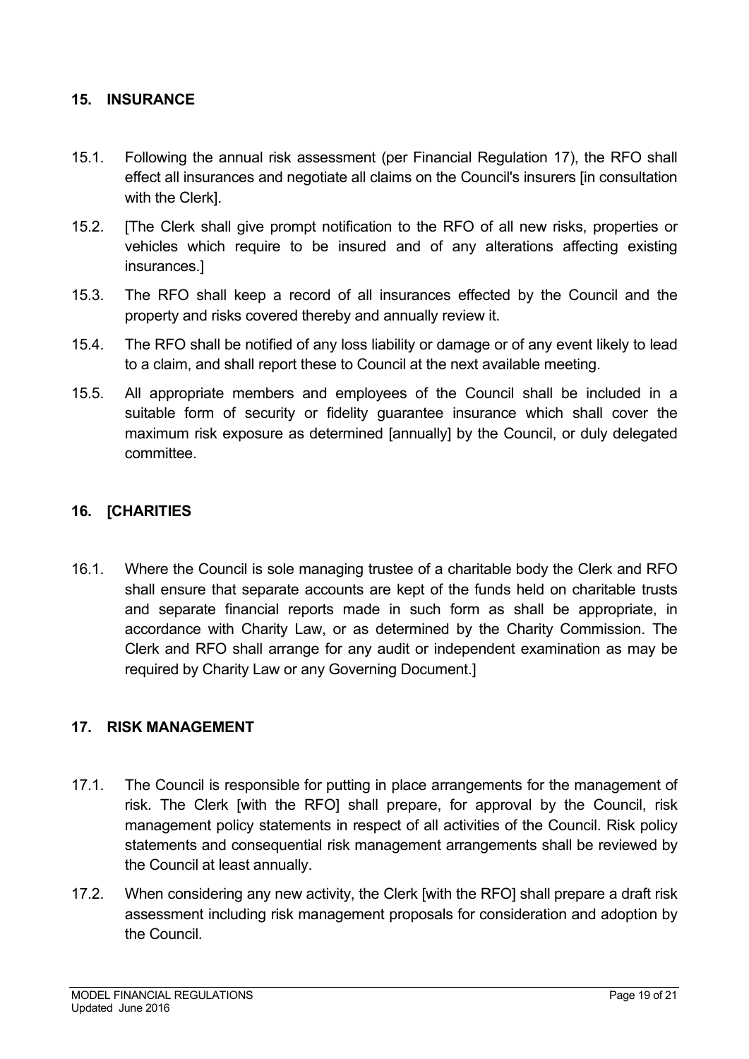## 15. INSURANCE

15.1. Following the annual risk assessment (per Financial Regulation 17), the RFO shall effect all insurances and negotiate all claims on the Council's insurers [in consultation with the Clerk].

15.2. [The Clerk shall give prompt notification to the RFO of all new risks, properties or vehicles which require to be insured and of any alterations affecting existing insurances.]

15.3. The RFO shall keep a record of all insurances effected by the Council and the property and risks covered thereby and annually review it.

15.4. The RFO shall be notified of any loss liability or damage or of any event likely to lead to a claim, and shall report these to Council at the next available meeting.

15.5. All appropriate members and employees of the Council shall be included in a suitable form of security or fidelity guarantee insurance which shall cover the maximum risk exposure as determined [annually] by the Council, or duly delegated committee.

## 16. [CHARITIES

16.1. Where the Council is sole managing trustee of a charitable body the Clerk and RFO shall ensure that separate accounts are kept of the funds held on charitable trusts and separate financial reports made in such form as shall be appropriate, in accordance with Charity Law, or as determined by the Charity Commission. The Clerk and RFO shall arrange for any audit or independent examination as may be required by Charity Law or any Governing Document.]

## 17. RISK MANAGEMENT

17.1. The Council is responsible for putting in place arrangements for the management of risk. The Clerk [with the RFO] shall prepare, for approval by the Council, risk management policy statements in respect of all activities of the Council. Risk policy statements and consequential risk management arrangements shall be reviewed by the Council at least annually.

17.2. When considering any new activity, the Clerk [with the RFO] shall prepare a draft risk assessment including risk management proposals for consideration and adoption by the Council.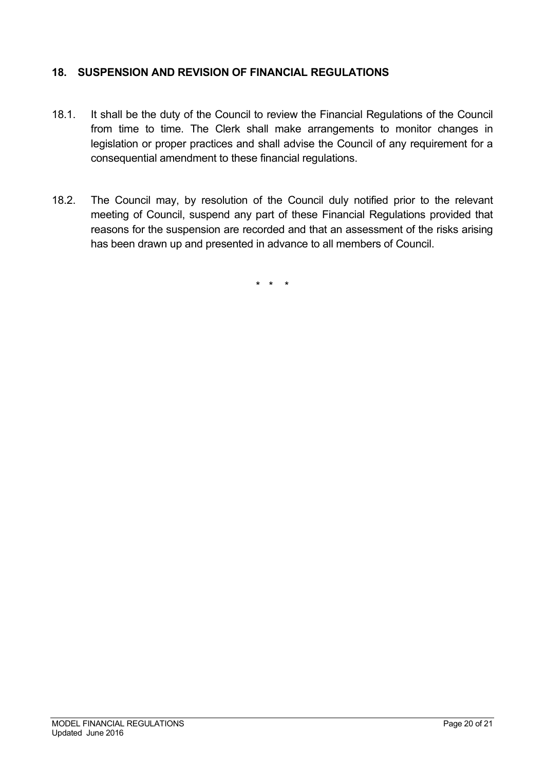## 18. SUSPENSION AND REVISION OF FINANCIAL REGULATIONS

18.1. It shall be the duty of the Council to review the Financial Regulations of the Council from time to time. The Clerk shall make arrangements to monitor changes in legislation or proper practices and shall advise the Council of any requirement for a consequential amendment to these financial regulations.

18.2. The Council may, by resolution of the Council duly notified prior to the relevant meeting of Council, suspend any part of these Financial Regulations provided that reasons for the suspension are recorded and that an assessment of the risks arising has been drawn up and presented in advance to all members of Council.

\* \* \*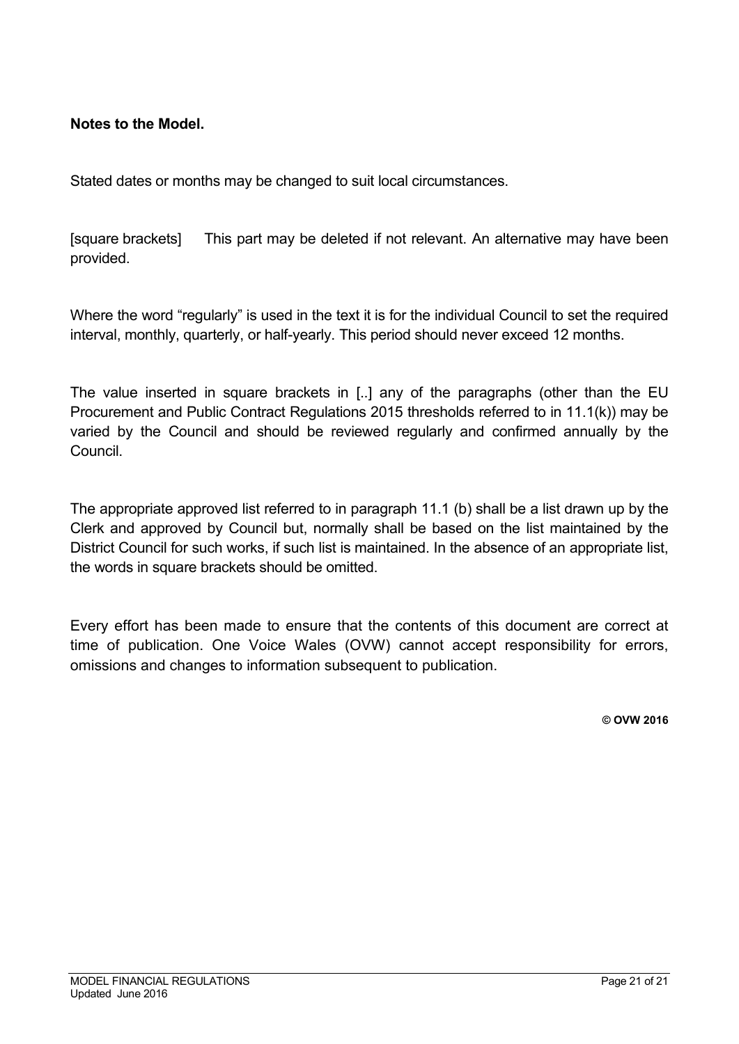**Notes to the Model.**

Stated dates or months may be changed to suit local circumstances.

[square brackets] This part may be deleted if not relevant. An alternative may have been provided.

Where the word “regularly” is used in the text it is for the individual Council to set the required interval, monthly, quarterly, or half-yearly. This period should never exceed 12 months.

The value inserted in square brackets in [..] any of the paragraphs (other than the EU Procurement and Public Contract Regulations 2015 thresholds referred to in 11.1(k)) may be varied by the Council and should be reviewed regularly and confirmed annually by the Council.

The appropriate approved list referred to in paragraph 11.1 (b) shall be a list drawn up by the Clerk and approved by Council but, normally shall be based on the list maintained by the District Council for such works, if such list is maintained. In the absence of an appropriate list, the words in square brackets should be omitted.

Every effort has been made to ensure that the contents of this document are correct at time of publication. One Voice Wales (OVW) cannot accept responsibility for errors, omissions and changes to information subsequent to publication.

**© OVW 2016**